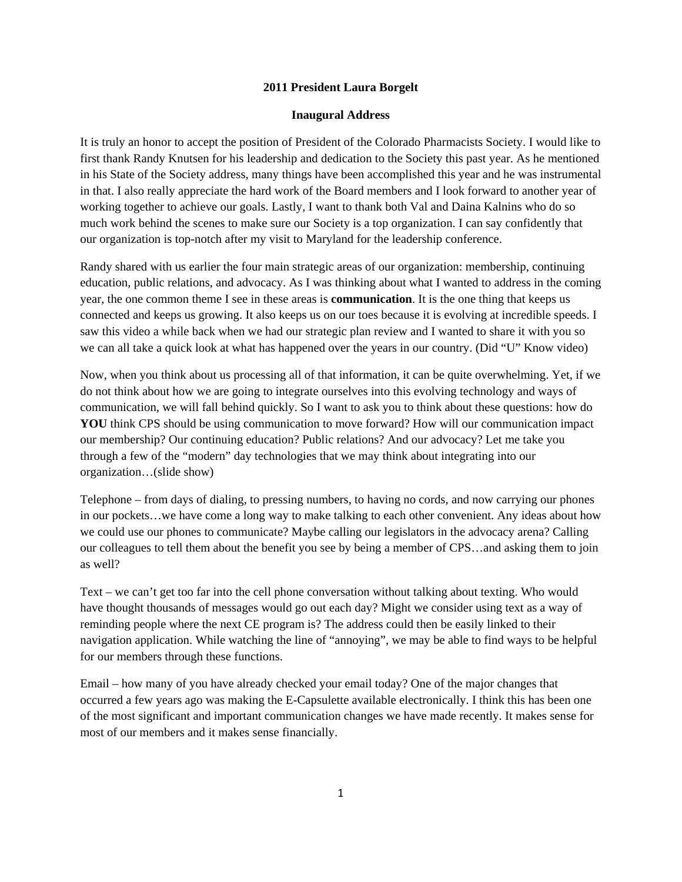**2011 President Laura Borgelt**

**Inaugural Address**

It is truly an honor to accept the position of President of the Colorado Pharmacists Society. I would like to first thank Randy Knutsen for his leadership and dedication to the Society this past year. As he mentioned in his State of the Society address, many things have been accomplished this year and he was instrumental in that. I also really appreciate the hard work of the Board members and I look forward to another year of working together to achieve our goals. Lastly, I want to thank both Val and Daina Kalnins who do so much work behind the scenes to make sure our Society is a top organization. I can say confidently that our organization is top-notch after my visit to Maryland for the leadership conference.

Randy shared with us earlier the four main strategic areas of our organization: membership, continuing education, public relations, and advocacy. As I was thinking about what I wanted to address in the coming year, the one common theme I see in these areas is **communication**. It is the one thing that keeps us connected and keeps us growing. It also keeps us on our toes because it is evolving at incredible speeds. I saw this video a while back when we had our strategic plan review and I wanted to share it with you so we can all take a quick look at what has happened over the years in our country. (Did "U" Know video)

Now, when you think about us processing all of that information, it can be quite overwhelming. Yet, if we do not think about how we are going to integrate ourselves into this evolving technology and ways of communication, we will fall behind quickly. So I want to ask you to think about these questions: how do **YOU** think CPS should be using communication to move forward? How will our communication impact our membership? Our continuing education? Public relations? And our advocacy? Let me take you through a few of the "modern" day technologies that we may think about integrating into our organization…(slide show)

Telephone – from days of dialing, to pressing numbers, to having no cords, and now carrying our phones in our pockets…we have come a long way to make talking to each other convenient. Any ideas about how we could use our phones to communicate? Maybe calling our legislators in the advocacy arena? Calling our colleagues to tell them about the benefit you see by being a member of CPS…and asking them to join as well?

Text – we can't get too far into the cell phone conversation without talking about texting. Who would have thought thousands of messages would go out each day? Might we consider using text as a way of reminding people where the next CE program is? The address could then be easily linked to their navigation application. While watching the line of "annoying", we may be able to find ways to be helpful for our members through these functions.

Email – how many of you have already checked your email today? One of the major changes that occurred a few years ago was making the E-Capsulette available electronically. I think this has been one of the most significant and important communication changes we have made recently. It makes sense for most of our members and it makes sense financially.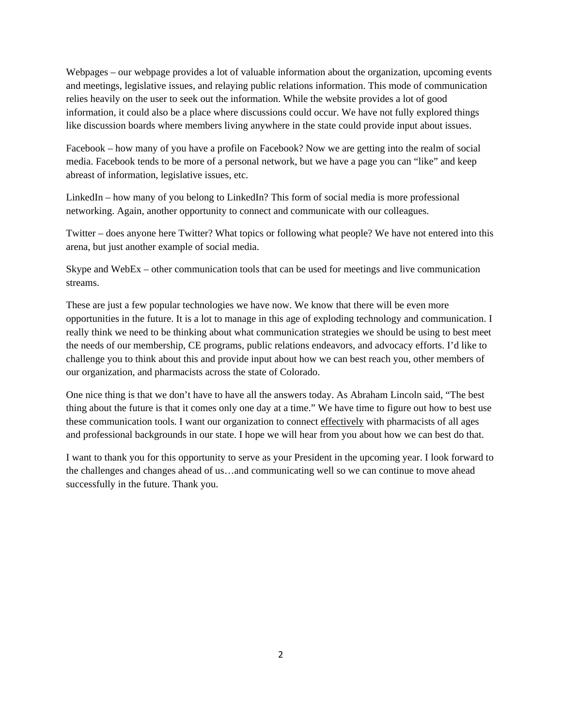Webpages – our webpage provides a lot of valuable information about the organization, upcoming events and meetings, legislative issues, and relaying public relations information. This mode of communication relies heavily on the user to seek out the information. While the website provides a lot of good information, it could also be a place where discussions could occur. We have not fully explored things like discussion boards where members living anywhere in the state could provide input about issues.

Facebook – how many of you have a profile on Facebook? Now we are getting into the realm of social media. Facebook tends to be more of a personal network, but we have a page you can "like" and keep abreast of information, legislative issues, etc.

LinkedIn – how many of you belong to LinkedIn? This form of social media is more professional networking. Again, another opportunity to connect and communicate with our colleagues.

Twitter – does anyone here Twitter? What topics or following what people? We have not entered into this arena, but just another example of social media.

Skype and WebEx – other communication tools that can be used for meetings and live communication streams.

These are just a few popular technologies we have now. We know that there will be even more opportunities in the future. It is a lot to manage in this age of exploding technology and communication. I really think we need to be thinking about what communication strategies we should be using to best meet the needs of our membership, CE programs, public relations endeavors, and advocacy efforts. I'd like to challenge you to think about this and provide input about how we can best reach you, other members of our organization, and pharmacists across the state of Colorado.

One nice thing is that we don't have to have all the answers today. As Abraham Lincoln said, "The best thing about the future is that it comes only one day at a time." We have time to figure out how to best use these communication tools. I want our organization to connect <u>effectively</u> with pharmacists of all ages and professional backgrounds in our state. I hope we will hear from you about how we can best do that.

I want to thank you for this opportunity to serve as your President in the upcoming year. I look forward to the challenges and changes ahead of us…and communicating well so we can continue to move ahead successfully in the future. Thank you.